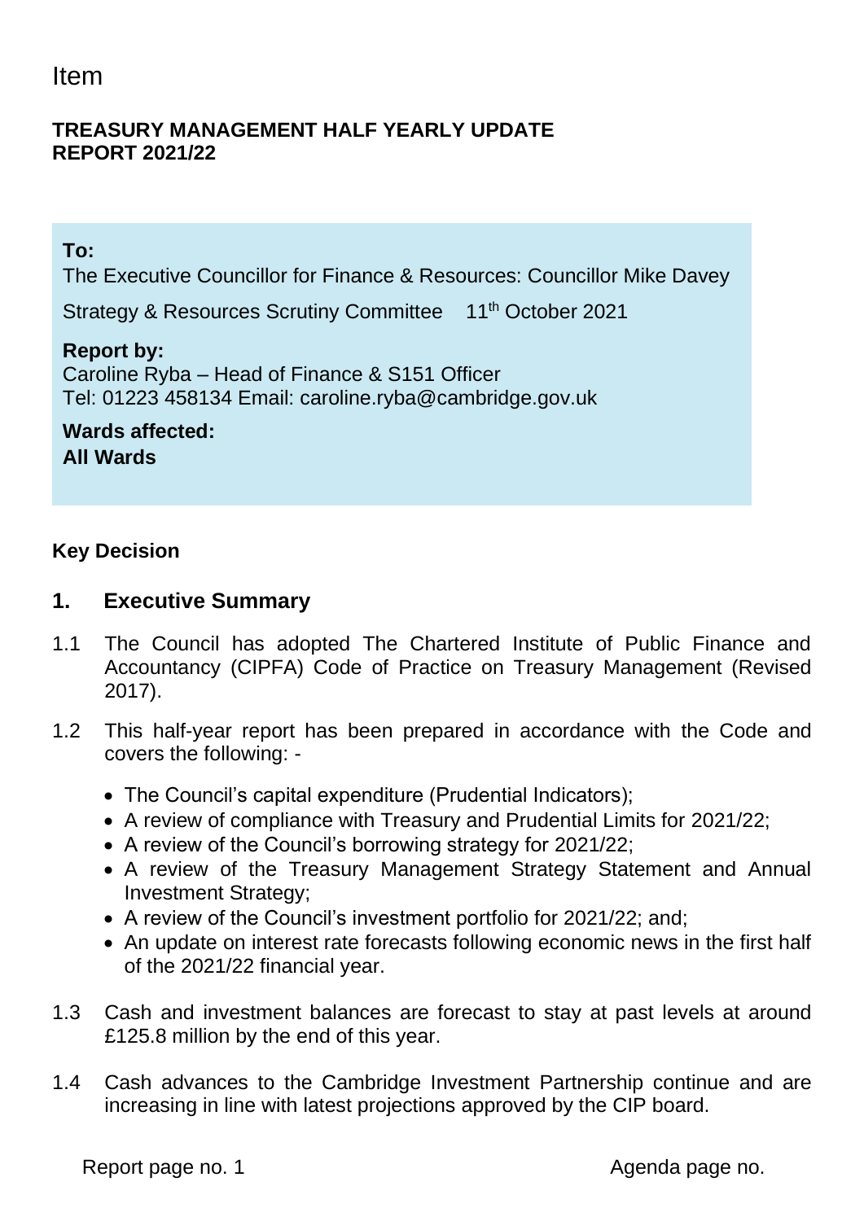Item

**TREASURY MANAGEMENT HALF YEARLY UPDATE REPORT 2021/22**

**To:**
The Executive Councillor for Finance & Resources: Councillor Mike Davey

Strategy & Resources Scrutiny Committee 11th October 2021

**Report by:**
Caroline Ryba – Head of Finance & S151 Officer
Tel: 01223 458134 Email: caroline.ryba@cambridge.gov.uk

**Wards affected:**
**All Wards**

**Key Decision**

## 1. Executive Summary

1.1 The Council has adopted The Chartered Institute of Public Finance and Accountancy (CIPFA) Code of Practice on Treasury Management (Revised 2017).

1.2 This half-year report has been prepared in accordance with the Code and covers the following: -

- The Council's capital expenditure (Prudential Indicators);
- A review of compliance with Treasury and Prudential Limits for 2021/22;
- A review of the Council's borrowing strategy for 2021/22;
- A review of the Treasury Management Strategy Statement and Annual Investment Strategy;
- A review of the Council's investment portfolio for 2021/22; and;
- An update on interest rate forecasts following economic news in the first half of the 2021/22 financial year.

1.3 Cash and investment balances are forecast to stay at past levels at around £125.8 million by the end of this year.

1.4 Cash advances to the Cambridge Investment Partnership continue and are increasing in line with latest projections approved by the CIP board.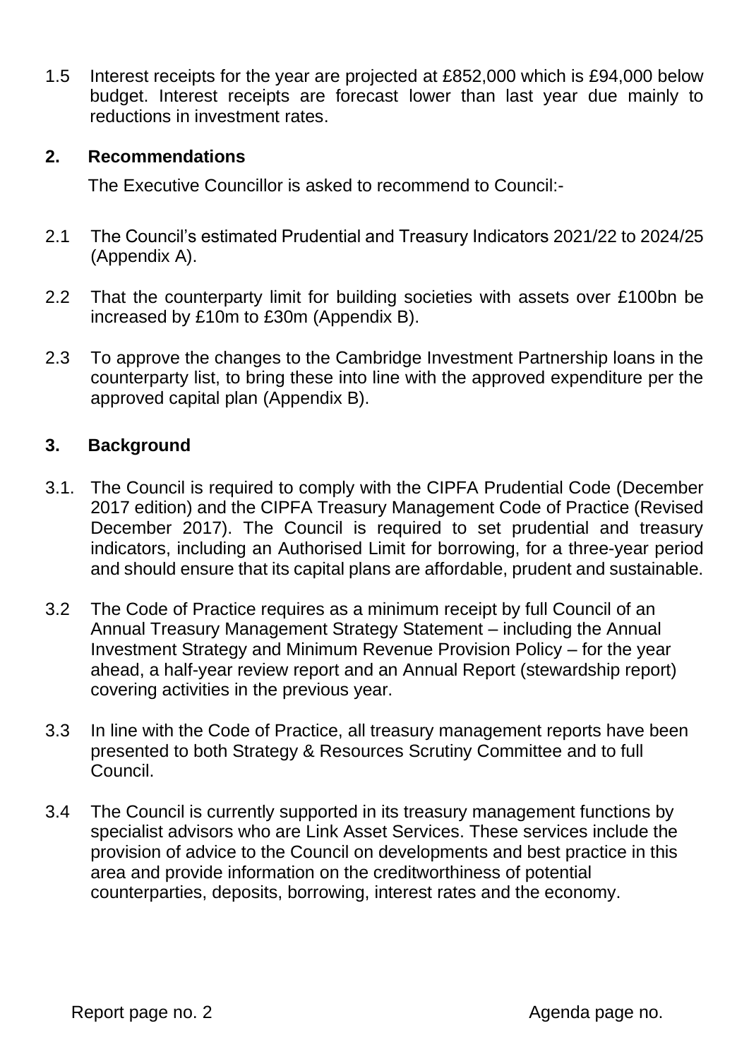1.5 Interest receipts for the year are projected at £852,000 which is £94,000 below budget. Interest receipts are forecast lower than last year due mainly to reductions in investment rates.

## 2. Recommendations

The Executive Councillor is asked to recommend to Council:-

2.1 The Council's estimated Prudential and Treasury Indicators 2021/22 to 2024/25 (Appendix A).

2.2 That the counterparty limit for building societies with assets over £100bn be increased by £10m to £30m (Appendix B).

2.3 To approve the changes to the Cambridge Investment Partnership loans in the counterparty list, to bring these into line with the approved expenditure per the approved capital plan (Appendix B).

## 3. Background

3.1. The Council is required to comply with the CIPFA Prudential Code (December 2017 edition) and the CIPFA Treasury Management Code of Practice (Revised December 2017). The Council is required to set prudential and treasury indicators, including an Authorised Limit for borrowing, for a three-year period and should ensure that its capital plans are affordable, prudent and sustainable.

3.2 The Code of Practice requires as a minimum receipt by full Council of an Annual Treasury Management Strategy Statement – including the Annual Investment Strategy and Minimum Revenue Provision Policy – for the year ahead, a half-year review report and an Annual Report (stewardship report) covering activities in the previous year.

3.3 In line with the Code of Practice, all treasury management reports have been presented to both Strategy & Resources Scrutiny Committee and to full Council.

3.4 The Council is currently supported in its treasury management functions by specialist advisors who are Link Asset Services. These services include the provision of advice to the Council on developments and best practice in this area and provide information on the creditworthiness of potential counterparties, deposits, borrowing, interest rates and the economy.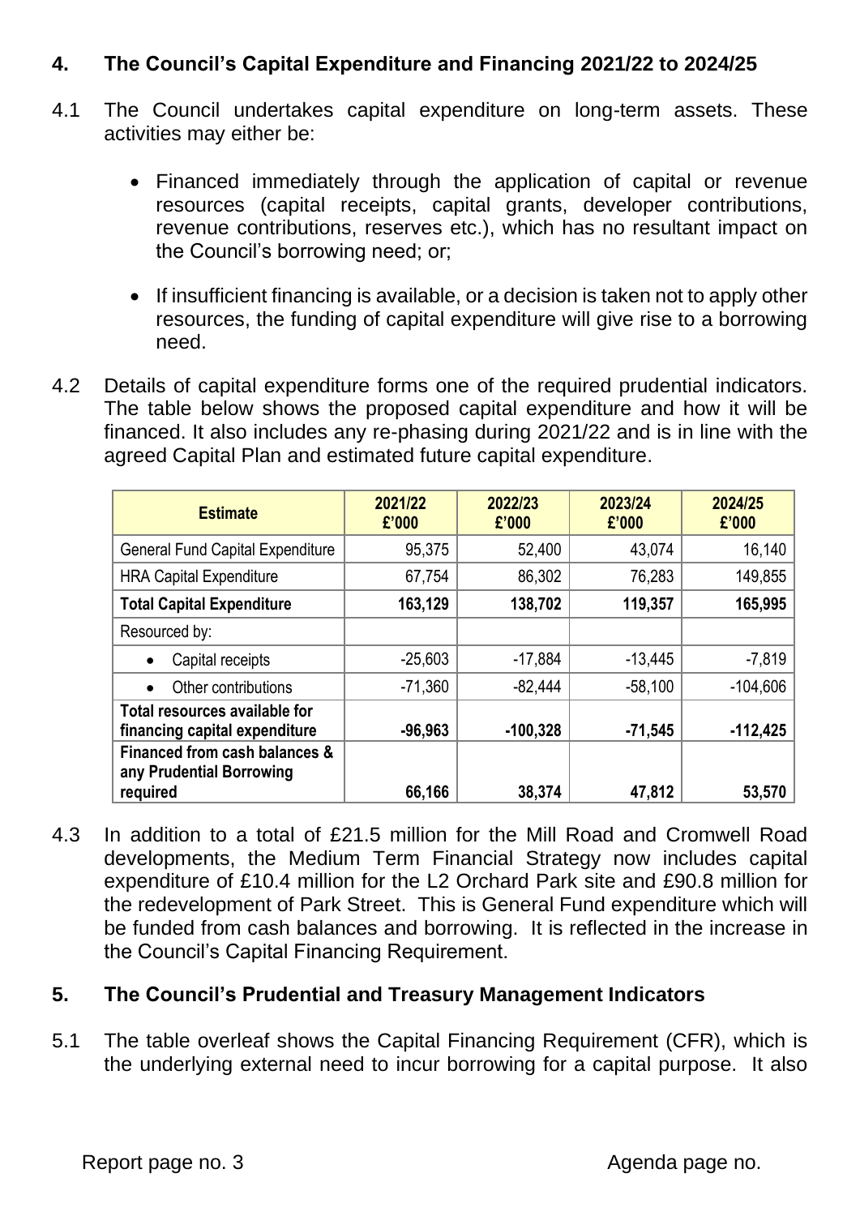## 4. The Council's Capital Expenditure and Financing 2021/22 to 2024/25

4.1 The Council undertakes capital expenditure on long-term assets. These activities may either be:

- Financed immediately through the application of capital or revenue resources (capital receipts, capital grants, developer contributions, revenue contributions, reserves etc.), which has no resultant impact on the Council's borrowing need; or;
- If insufficient financing is available, or a decision is taken not to apply other resources, the funding of capital expenditure will give rise to a borrowing need.

4.2 Details of capital expenditure forms one of the required prudential indicators. The table below shows the proposed capital expenditure and how it will be financed. It also includes any re-phasing during 2021/22 and is in line with the agreed Capital Plan and estimated future capital expenditure.

| Estimate | 2021/22 £'000 | 2022/23 £'000 | 2023/24 £'000 | 2024/25 £'000 |
|---|---|---|---|---|
| General Fund Capital Expenditure | 95,375 | 52,400 | 43,074 | 16,140 |
| HRA Capital Expenditure | 67,754 | 86,302 | 76,283 | 149,855 |
| **Total Capital Expenditure** | **163,129** | **138,702** | **119,357** | **165,995** |
| Resourced by: | | | | |
| • Capital receipts | -25,603 | -17,884 | -13,445 | -7,819 |
| • Other contributions | -71,360 | -82,444 | -58,100 | -104,606 |
| **Total resources available for financing capital expenditure** | **-96,963** | **-100,328** | **-71,545** | **-112,425** |
| **Financed from cash balances & any Prudential Borrowing required** | **66,166** | **38,374** | **47,812** | **53,570** |

4.3 In addition to a total of £21.5 million for the Mill Road and Cromwell Road developments, the Medium Term Financial Strategy now includes capital expenditure of £10.4 million for the L2 Orchard Park site and £90.8 million for the redevelopment of Park Street. This is General Fund expenditure which will be funded from cash balances and borrowing. It is reflected in the increase in the Council's Capital Financing Requirement.

## 5. The Council's Prudential and Treasury Management Indicators

5.1 The table overleaf shows the Capital Financing Requirement (CFR), which is the underlying external need to incur borrowing for a capital purpose. It also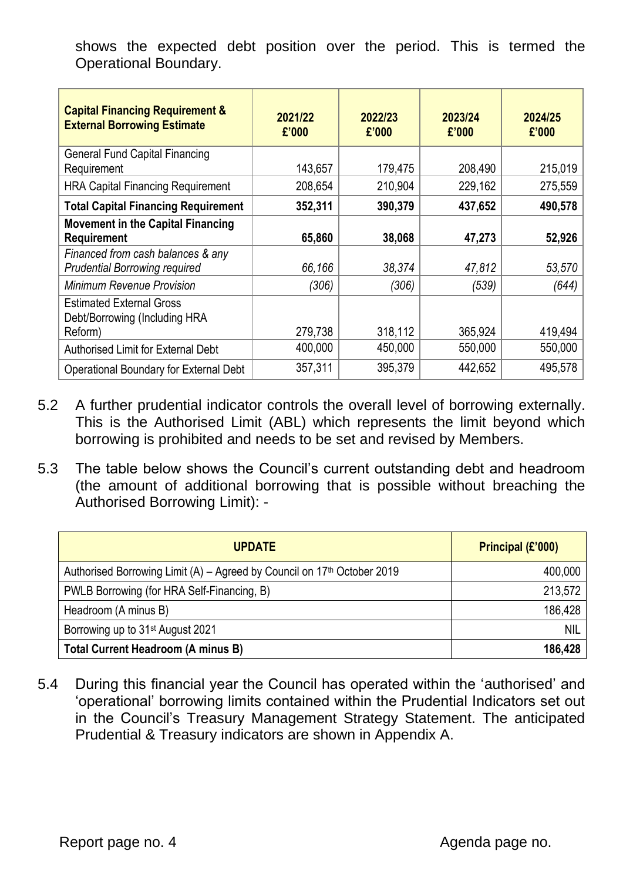shows the expected debt position over the period. This is termed the Operational Boundary.

| **Capital Financing Requirement & External Borrowing Estimate** | **2021/22 £'000** | **2022/23 £'000** | **2023/24 £'000** | **2024/25 £'000** |
|---|---|---|---|---|
| General Fund Capital Financing Requirement | 143,657 | 179,475 | 208,490 | 215,019 |
| HRA Capital Financing Requirement | 208,654 | 210,904 | 229,162 | 275,559 |
| **Total Capital Financing Requirement** | **352,311** | **390,379** | **437,652** | **490,578** |
| **Movement in the Capital Financing Requirement** | **65,860** | **38,068** | **47,273** | **52,926** |
| *Financed from cash balances & any Prudential Borrowing required* | *66,166* | *38,374* | *47,812* | *53,570* |
| *Minimum Revenue Provision* | *(306)* | *(306)* | *(539)* | *(644)* |
| Estimated External Gross Debt/Borrowing (Including HRA Reform) | 279,738 | 318,112 | 365,924 | 419,494 |
| Authorised Limit for External Debt | 400,000 | 450,000 | 550,000 | 550,000 |
| Operational Boundary for External Debt | 357,311 | 395,379 | 442,652 | 495,578 |

5.2 A further prudential indicator controls the overall level of borrowing externally. This is the Authorised Limit (ABL) which represents the limit beyond which borrowing is prohibited and needs to be set and revised by Members.

5.3 The table below shows the Council's current outstanding debt and headroom (the amount of additional borrowing that is possible without breaching the Authorised Borrowing Limit): -

| **UPDATE** | **Principal (£'000)** |
|---|---|
| Authorised Borrowing Limit (A) – Agreed by Council on 17th October 2019 | 400,000 |
| PWLB Borrowing (for HRA Self-Financing, B) | 213,572 |
| Headroom (A minus B) | 186,428 |
| Borrowing up to 31st August 2021 | NIL |
| **Total Current Headroom (A minus B)** | **186,428** |

5.4 During this financial year the Council has operated within the 'authorised' and 'operational' borrowing limits contained within the Prudential Indicators set out in the Council's Treasury Management Strategy Statement. The anticipated Prudential & Treasury indicators are shown in Appendix A.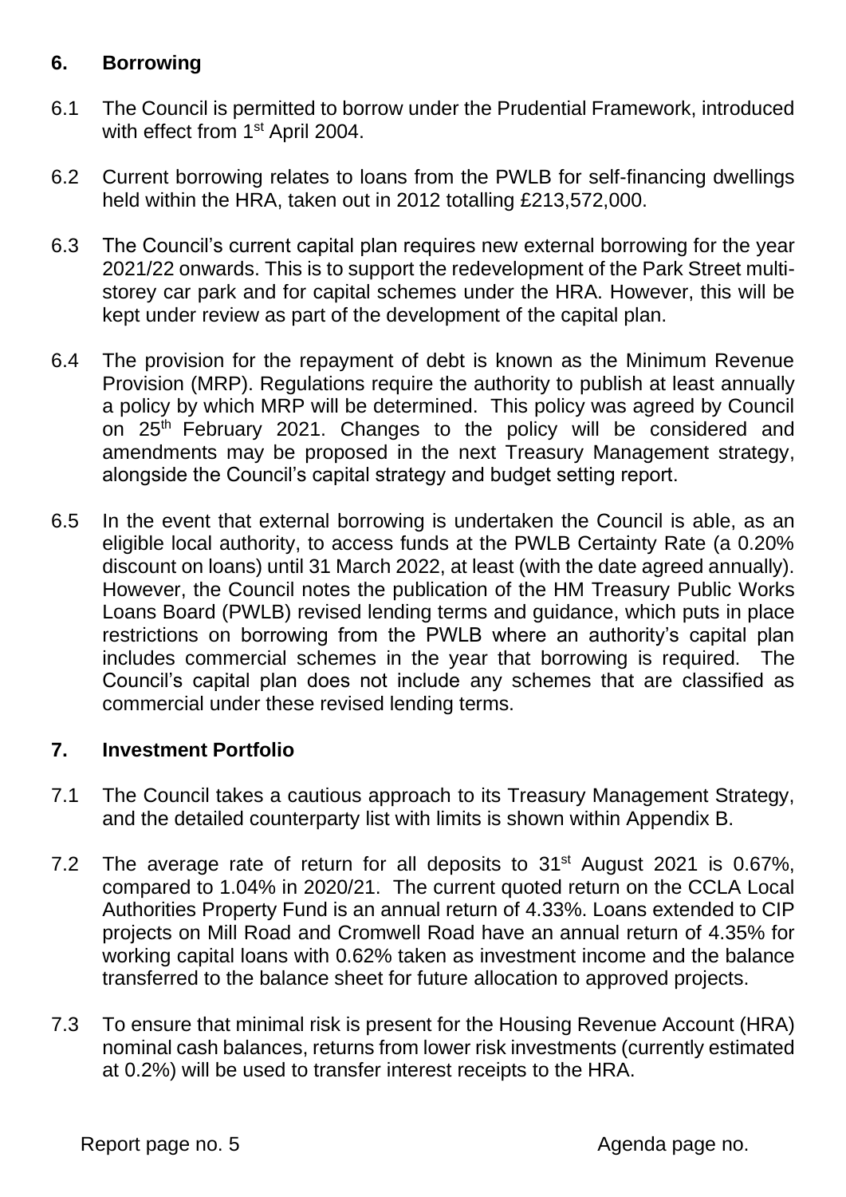## 6. Borrowing

6.1 The Council is permitted to borrow under the Prudential Framework, introduced with effect from 1st April 2004.

6.2 Current borrowing relates to loans from the PWLB for self-financing dwellings held within the HRA, taken out in 2012 totalling £213,572,000.

6.3 The Council's current capital plan requires new external borrowing for the year 2021/22 onwards. This is to support the redevelopment of the Park Street multi-storey car park and for capital schemes under the HRA. However, this will be kept under review as part of the development of the capital plan.

6.4 The provision for the repayment of debt is known as the Minimum Revenue Provision (MRP). Regulations require the authority to publish at least annually a policy by which MRP will be determined. This policy was agreed by Council on 25th February 2021. Changes to the policy will be considered and amendments may be proposed in the next Treasury Management strategy, alongside the Council's capital strategy and budget setting report.

6.5 In the event that external borrowing is undertaken the Council is able, as an eligible local authority, to access funds at the PWLB Certainty Rate (a 0.20% discount on loans) until 31 March 2022, at least (with the date agreed annually). However, the Council notes the publication of the HM Treasury Public Works Loans Board (PWLB) revised lending terms and guidance, which puts in place restrictions on borrowing from the PWLB where an authority's capital plan includes commercial schemes in the year that borrowing is required. The Council's capital plan does not include any schemes that are classified as commercial under these revised lending terms.

## 7. Investment Portfolio

7.1 The Council takes a cautious approach to its Treasury Management Strategy, and the detailed counterparty list with limits is shown within Appendix B.

7.2 The average rate of return for all deposits to 31st August 2021 is 0.67%, compared to 1.04% in 2020/21. The current quoted return on the CCLA Local Authorities Property Fund is an annual return of 4.33%. Loans extended to CIP projects on Mill Road and Cromwell Road have an annual return of 4.35% for working capital loans with 0.62% taken as investment income and the balance transferred to the balance sheet for future allocation to approved projects.

7.3 To ensure that minimal risk is present for the Housing Revenue Account (HRA) nominal cash balances, returns from lower risk investments (currently estimated at 0.2%) will be used to transfer interest receipts to the HRA.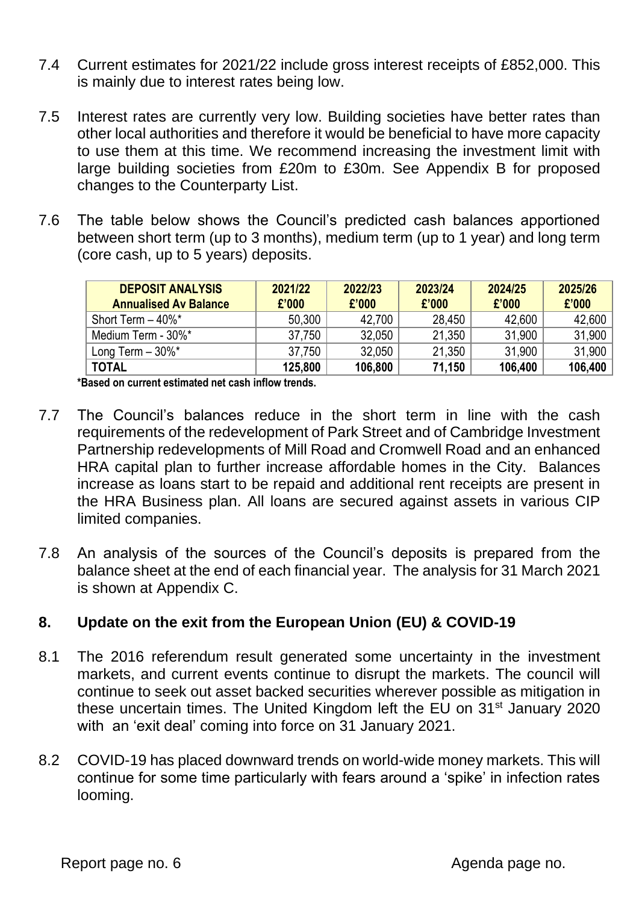7.4 Current estimates for 2021/22 include gross interest receipts of £852,000. This is mainly due to interest rates being low.

7.5 Interest rates are currently very low. Building societies have better rates than other local authorities and therefore it would be beneficial to have more capacity to use them at this time. We recommend increasing the investment limit with large building societies from £20m to £30m. See Appendix B for proposed changes to the Counterparty List.

7.6 The table below shows the Council's predicted cash balances apportioned between short term (up to 3 months), medium term (up to 1 year) and long term (core cash, up to 5 years) deposits.

| **DEPOSIT ANALYSIS Annualised Av Balance** | **2021/22 £'000** | **2022/23 £'000** | **2023/24 £'000** | **2024/25 £'000** | **2025/26 £'000** |
|---|---|---|---|---|---|
| Short Term – 40%* | 50,300 | 42,700 | 28,450 | 42,600 | 42,600 |
| Medium Term - 30%* | 37,750 | 32,050 | 21,350 | 31,900 | 31,900 |
| Long Term – 30%* | 37,750 | 32,050 | 21,350 | 31,900 | 31,900 |
| **TOTAL** | **125,800** | **106,800** | **71,150** | **106,400** | **106,400** |

**\*Based on current estimated net cash inflow trends.**

7.7 The Council's balances reduce in the short term in line with the cash requirements of the redevelopment of Park Street and of Cambridge Investment Partnership redevelopments of Mill Road and Cromwell Road and an enhanced HRA capital plan to further increase affordable homes in the City. Balances increase as loans start to be repaid and additional rent receipts are present in the HRA Business plan. All loans are secured against assets in various CIP limited companies.

7.8 An analysis of the sources of the Council's deposits is prepared from the balance sheet at the end of each financial year. The analysis for 31 March 2021 is shown at Appendix C.

## 8. Update on the exit from the European Union (EU) & COVID-19

8.1 The 2016 referendum result generated some uncertainty in the investment markets, and current events continue to disrupt the markets. The council will continue to seek out asset backed securities wherever possible as mitigation in these uncertain times. The United Kingdom left the EU on 31st January 2020 with an 'exit deal' coming into force on 31 January 2021.

8.2 COVID-19 has placed downward trends on world-wide money markets. This will continue for some time particularly with fears around a 'spike' in infection rates looming.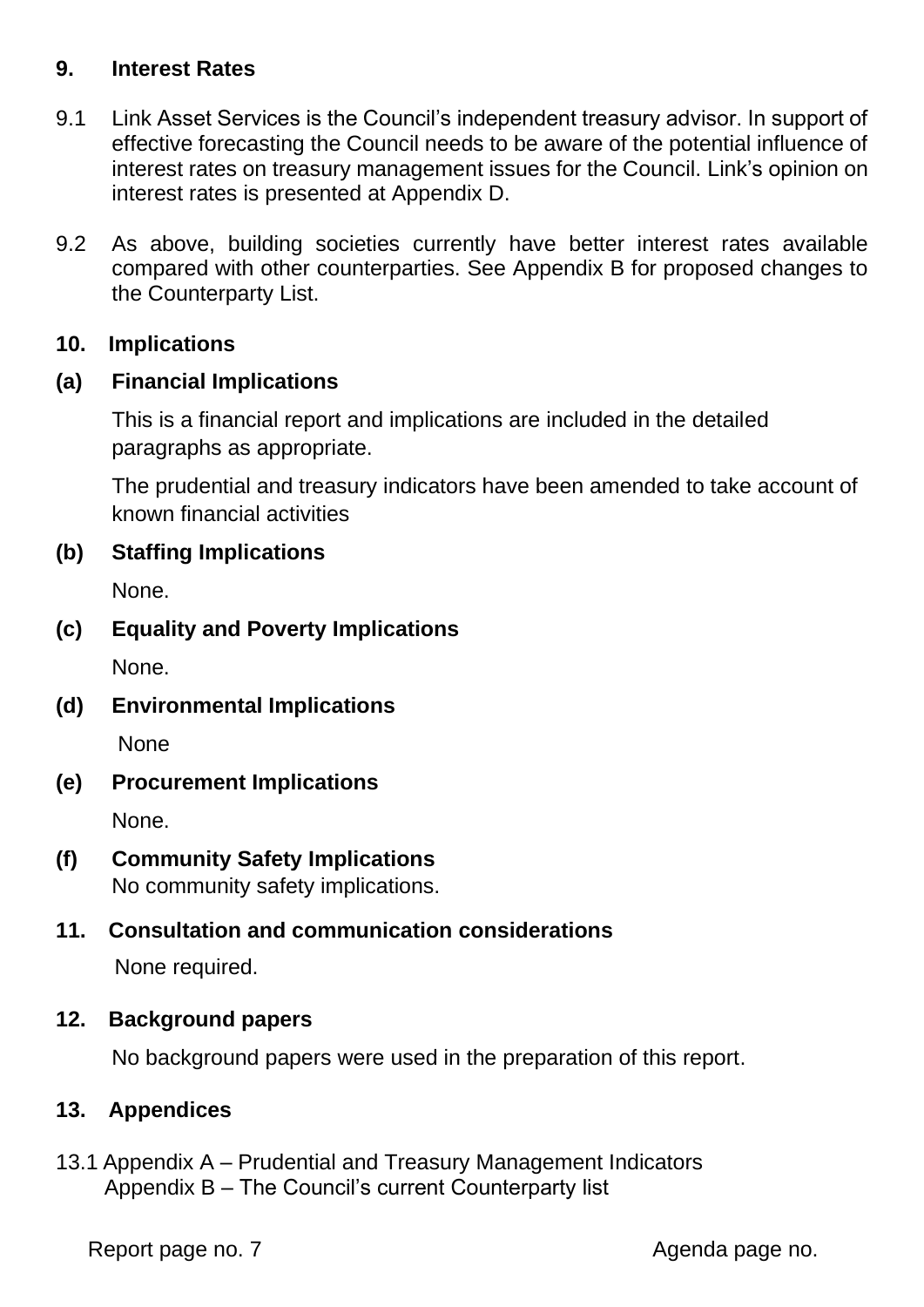## 9. Interest Rates

9.1 Link Asset Services is the Council's independent treasury advisor. In support of effective forecasting the Council needs to be aware of the potential influence of interest rates on treasury management issues for the Council. Link's opinion on interest rates is presented at Appendix D.

9.2 As above, building societies currently have better interest rates available compared with other counterparties. See Appendix B for proposed changes to the Counterparty List.

## 10. Implications

### (a) Financial Implications

This is a financial report and implications are included in the detailed paragraphs as appropriate.

The prudential and treasury indicators have been amended to take account of known financial activities

### (b) Staffing Implications

None.

### (c) Equality and Poverty Implications

None.

### (d) Environmental Implications

None

### (e) Procurement Implications

None.

### (f) Community Safety Implications

No community safety implications.

## 11. Consultation and communication considerations

None required.

## 12. Background papers

No background papers were used in the preparation of this report.

## 13. Appendices

13.1 Appendix A – Prudential and Treasury Management Indicators
Appendix B – The Council's current Counterparty list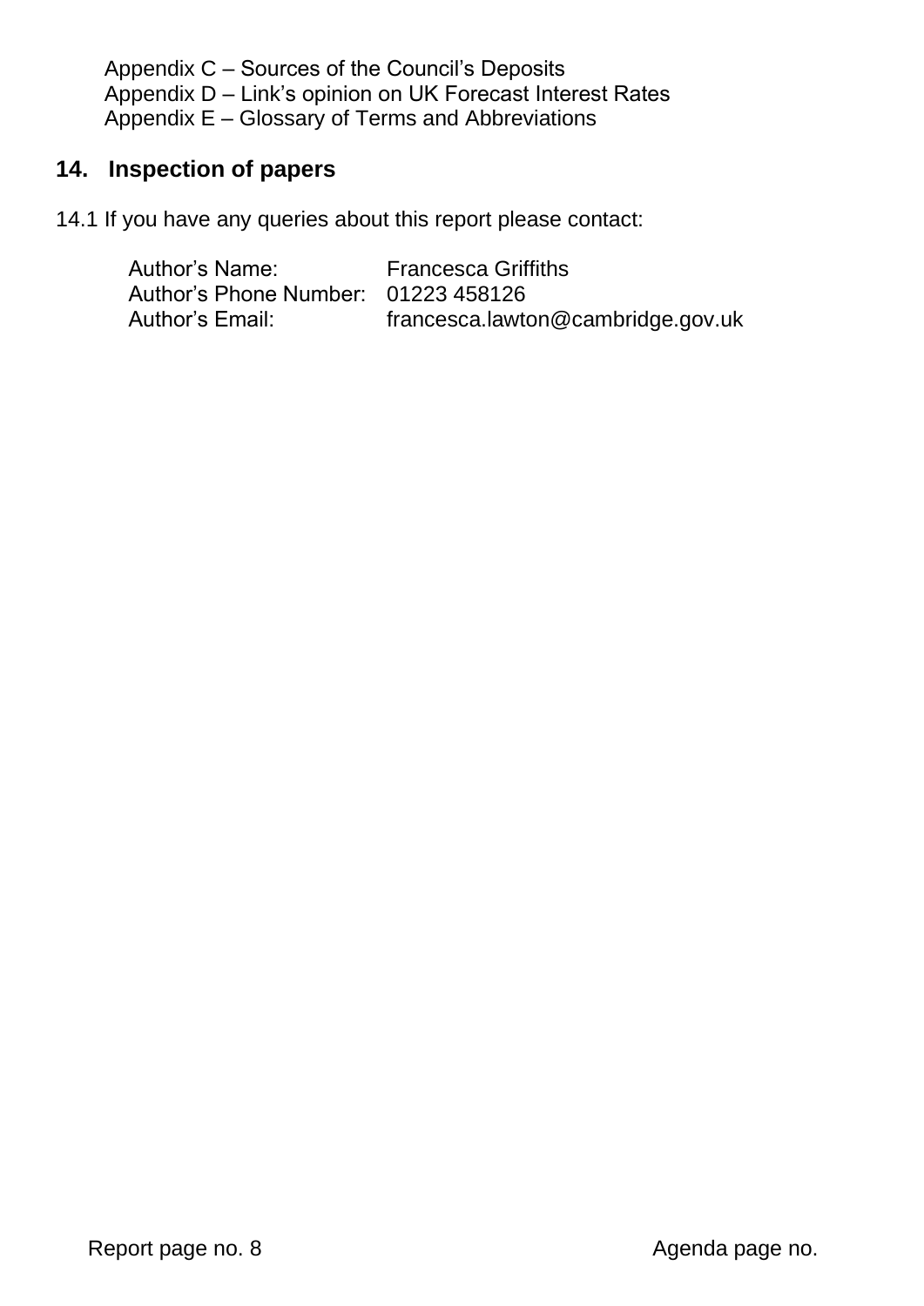Appendix C – Sources of the Council's Deposits
Appendix D – Link's opinion on UK Forecast Interest Rates
Appendix E – Glossary of Terms and Abbreviations

## 14. Inspection of papers

14.1 If you have any queries about this report please contact:

| | |
|---|---|
| Author's Name: | Francesca Griffiths |
| Author's Phone Number: | 01223 458126 |
| Author's Email: | francesca.lawton@cambridge.gov.uk |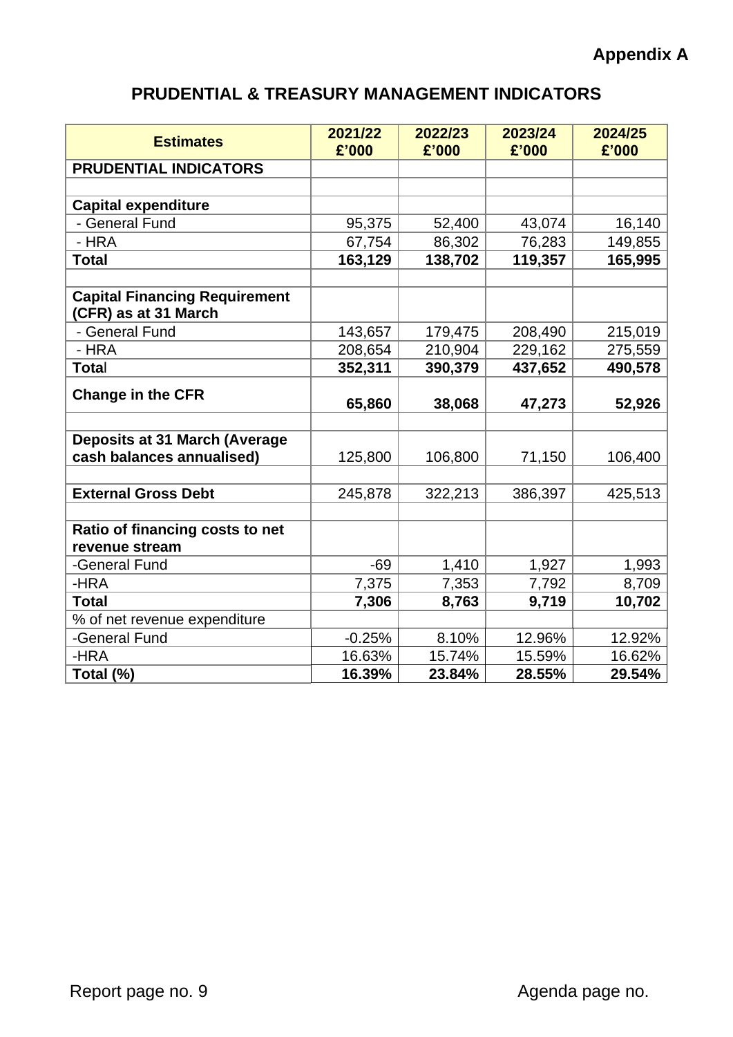**Appendix A**

## PRUDENTIAL & TREASURY MANAGEMENT INDICATORS

| Estimates | 2021/22 £'000 | 2022/23 £'000 | 2023/24 £'000 | 2024/25 £'000 |
|---|---|---|---|---|
| **PRUDENTIAL INDICATORS** | | | | |
| | | | | |
| **Capital expenditure** | | | | |
| - General Fund | 95,375 | 52,400 | 43,074 | 16,140 |
| - HRA | 67,754 | 86,302 | 76,283 | 149,855 |
| **Total** | **163,129** | **138,702** | **119,357** | **165,995** |
| | | | | |
| **Capital Financing Requirement (CFR) as at 31 March** | | | | |
| - General Fund | 143,657 | 179,475 | 208,490 | 215,019 |
| - HRA | 208,654 | 210,904 | 229,162 | 275,559 |
| **Total** | **352,311** | **390,379** | **437,652** | **490,578** |
| **Change in the CFR** | **65,860** | **38,068** | **47,273** | **52,926** |
| | | | | |
| **Deposits at 31 March (Average cash balances annualised)** | 125,800 | 106,800 | 71,150 | 106,400 |
| | | | | |
| **External Gross Debt** | 245,878 | 322,213 | 386,397 | 425,513 |
| | | | | |
| **Ratio of financing costs to net revenue stream** | | | | |
| -General Fund | -69 | 1,410 | 1,927 | 1,993 |
| -HRA | 7,375 | 7,353 | 7,792 | 8,709 |
| **Total** | **7,306** | **8,763** | **9,719** | **10,702** |
| % of net revenue expenditure | | | | |
| -General Fund | -0.25% | 8.10% | 12.96% | 12.92% |
| -HRA | 16.63% | 15.74% | 15.59% | 16.62% |
| **Total (%)** | **16.39%** | **23.84%** | **28.55%** | **29.54%** |

Report page no. 9 Agenda page no.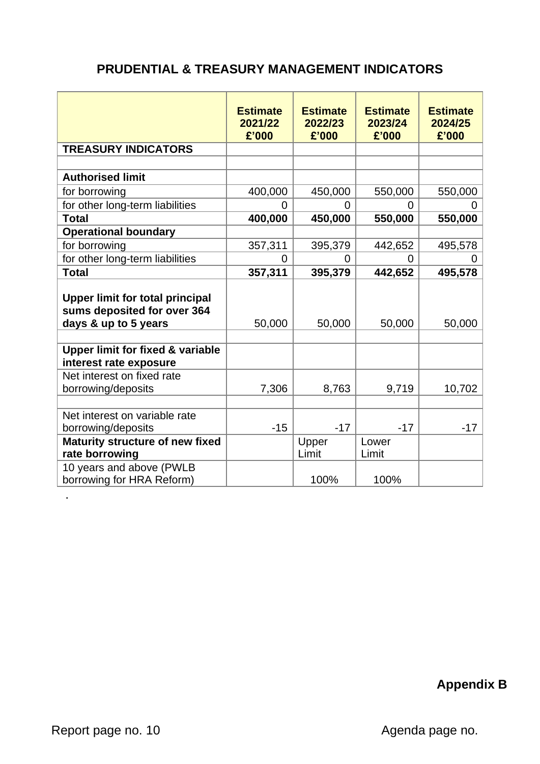## PRUDENTIAL & TREASURY MANAGEMENT INDICATORS

| | Estimate 2021/22 £'000 | Estimate 2022/23 £'000 | Estimate 2023/24 £'000 | Estimate 2024/25 £'000 |
|---|---|---|---|---|
| **TREASURY INDICATORS** | | | | |
| | | | | |
| **Authorised limit** | | | | |
| for borrowing | 400,000 | 450,000 | 550,000 | 550,000 |
| for other long-term liabilities | 0 | 0 | 0 | 0 |
| **Total** | **400,000** | **450,000** | **550,000** | **550,000** |
| **Operational boundary** | | | | |
| for borrowing | 357,311 | 395,379 | 442,652 | 495,578 |
| for other long-term liabilities | 0 | 0 | 0 | 0 |
| **Total** | **357,311** | **395,379** | **442,652** | **495,578** |
| **Upper limit for total principal sums deposited for over 364 days & up to 5 years** | 50,000 | 50,000 | 50,000 | 50,000 |
| | | | | |
| **Upper limit for fixed & variable interest rate exposure** | | | | |
| Net interest on fixed rate borrowing/deposits | 7,306 | 8,763 | 9,719 | 10,702 |
| | | | | |
| Net interest on variable rate borrowing/deposits | -15 | -17 | -17 | -17 |
| **Maturity structure of new fixed rate borrowing** | | Upper Limit | Lower Limit | |
| 10 years and above (PWLB borrowing for HRA Reform) | | 100% | 100% | |

.

**Appendix B**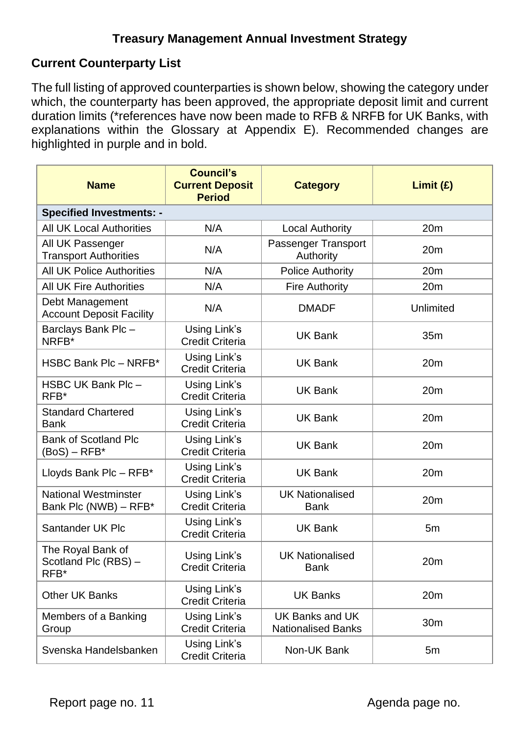## Treasury Management Annual Investment Strategy

### Current Counterparty List

The full listing of approved counterparties is shown below, showing the category under which, the counterparty has been approved, the appropriate deposit limit and current duration limits (*references have now been made to RFB & NRFB for UK Banks, with explanations within the Glossary at Appendix E). Recommended changes are highlighted in purple and in bold.

| Name | Council's Current Deposit Period | Category | Limit (£) |
|---|---|---|---|
| **Specified Investments: -** | | | |
| All UK Local Authorities | N/A | Local Authority | 20m |
| All UK Passenger Transport Authorities | N/A | Passenger Transport Authority | 20m |
| All UK Police Authorities | N/A | Police Authority | 20m |
| All UK Fire Authorities | N/A | Fire Authority | 20m |
| Debt Management Account Deposit Facility | N/A | DMADF | Unlimited |
| Barclays Bank Plc – NRFB* | Using Link's Credit Criteria | UK Bank | 35m |
| HSBC Bank Plc – NRFB* | Using Link's Credit Criteria | UK Bank | 20m |
| HSBC UK Bank Plc – RFB* | Using Link's Credit Criteria | UK Bank | 20m |
| Standard Chartered Bank | Using Link's Credit Criteria | UK Bank | 20m |
| Bank of Scotland Plc (BoS) – RFB* | Using Link's Credit Criteria | UK Bank | 20m |
| Lloyds Bank Plc – RFB* | Using Link's Credit Criteria | UK Bank | 20m |
| National Westminster Bank Plc (NWB) – RFB* | Using Link's Credit Criteria | UK Nationalised Bank | 20m |
| Santander UK Plc | Using Link's Credit Criteria | UK Bank | 5m |
| The Royal Bank of Scotland Plc (RBS) – RFB* | Using Link's Credit Criteria | UK Nationalised Bank | 20m |
| Other UK Banks | Using Link's Credit Criteria | UK Banks | 20m |
| Members of a Banking Group | Using Link's Credit Criteria | UK Banks and UK Nationalised Banks | 30m |
| Svenska Handelsbanken | Using Link's Credit Criteria | Non-UK Bank | 5m |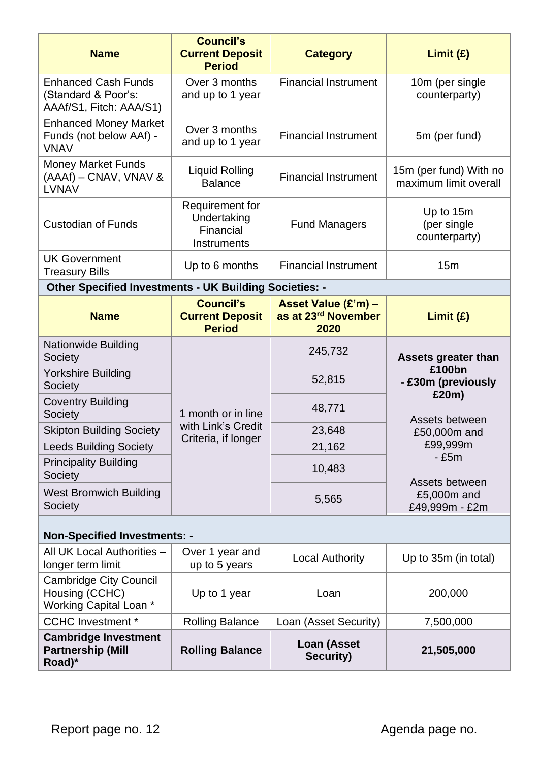| Name | Council's Current Deposit Period | Category | Limit (£) |
|---|---|---|---|
| Enhanced Cash Funds (Standard & Poor's: AAAf/S1, Fitch: AAA/S1) | Over 3 months and up to 1 year | Financial Instrument | 10m (per single counterparty) |
| Enhanced Money Market Funds (not below AAf) - VNAV | Over 3 months and up to 1 year | Financial Instrument | 5m (per fund) |
| Money Market Funds (AAAf) – CNAV, VNAV & LVNAV | Liquid Rolling Balance | Financial Instrument | 15m (per fund) With no maximum limit overall |
| Custodian of Funds | Requirement for Undertaking Financial Instruments | Fund Managers | Up to 15m (per single counterparty) |
| UK Government Treasury Bills | Up to 6 months | Financial Instrument | 15m |
| **Other Specified Investments - UK Building Societies: -** | | | |
| **Name** | **Council's Current Deposit Period** | **Asset Value (£'m) – as at 23rd November 2020** | **Limit (£)** |
| Nationwide Building Society | 1 month or in line with Link's Credit Criteria, if longer | 245,732 | **Assets greater than £100bn - £30m (previously £20m)** Assets between £50,000m and £99,999m - £5m Assets between £5,000m and £49,999m - £2m |
| Yorkshire Building Society | | 52,815 | |
| Coventry Building Society | | 48,771 | |
| Skipton Building Society | | 23,648 | |
| Leeds Building Society | | 21,162 | |
| Principality Building Society | | 10,483 | |
| West Bromwich Building Society | | 5,565 | |
| **Non-Specified Investments: -** | | | |
| All UK Local Authorities – longer term limit | Over 1 year and up to 5 years | Local Authority | Up to 35m (in total) |
| Cambridge City Council Housing (CCHC) Working Capital Loan * | Up to 1 year | Loan | 200,000 |
| CCHC Investment * | Rolling Balance | Loan (Asset Security) | 7,500,000 |
| **Cambridge Investment Partnership (Mill Road)*** | **Rolling Balance** | **Loan (Asset Security)** | **21,505,000** |

Report page no. 12 Agenda page no.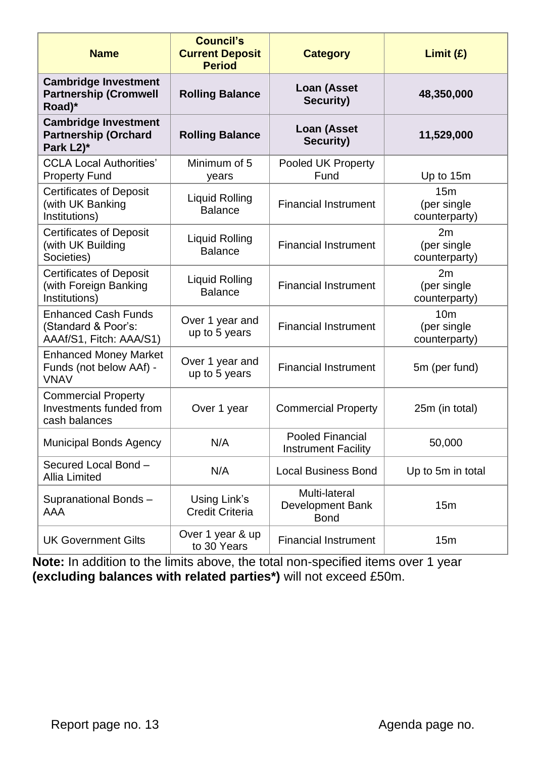| Name | Council's Current Deposit Period | Category | Limit (£) |
|---|---|---|---|
| **Cambridge Investment Partnership (Cromwell Road)*** | **Rolling Balance** | **Loan (Asset Security)** | **48,350,000** |
| **Cambridge Investment Partnership (Orchard Park L2)*** | **Rolling Balance** | **Loan (Asset Security)** | **11,529,000** |
| CCLA Local Authorities' Property Fund | Minimum of 5 years | Pooled UK Property Fund | Up to 15m |
| Certificates of Deposit (with UK Banking Institutions) | Liquid Rolling Balance | Financial Instrument | 15m (per single counterparty) |
| Certificates of Deposit (with UK Building Societies) | Liquid Rolling Balance | Financial Instrument | 2m (per single counterparty) |
| Certificates of Deposit (with Foreign Banking Institutions) | Liquid Rolling Balance | Financial Instrument | 2m (per single counterparty) |
| Enhanced Cash Funds (Standard & Poor's: AAAf/S1, Fitch: AAA/S1) | Over 1 year and up to 5 years | Financial Instrument | 10m (per single counterparty) |
| Enhanced Money Market Funds (not below AAf) - VNAV | Over 1 year and up to 5 years | Financial Instrument | 5m (per fund) |
| Commercial Property Investments funded from cash balances | Over 1 year | Commercial Property | 25m (in total) |
| Municipal Bonds Agency | N/A | Pooled Financial Instrument Facility | 50,000 |
| Secured Local Bond – Allia Limited | N/A | Local Business Bond | Up to 5m in total |
| Supranational Bonds – AAA | Using Link's Credit Criteria | Multi-lateral Development Bank Bond | 15m |
| UK Government Gilts | Over 1 year & up to 30 Years | Financial Instrument | 15m |

**Note:** In addition to the limits above, the total non-specified items over 1 year **(excluding balances with related parties*)** will not exceed £50m.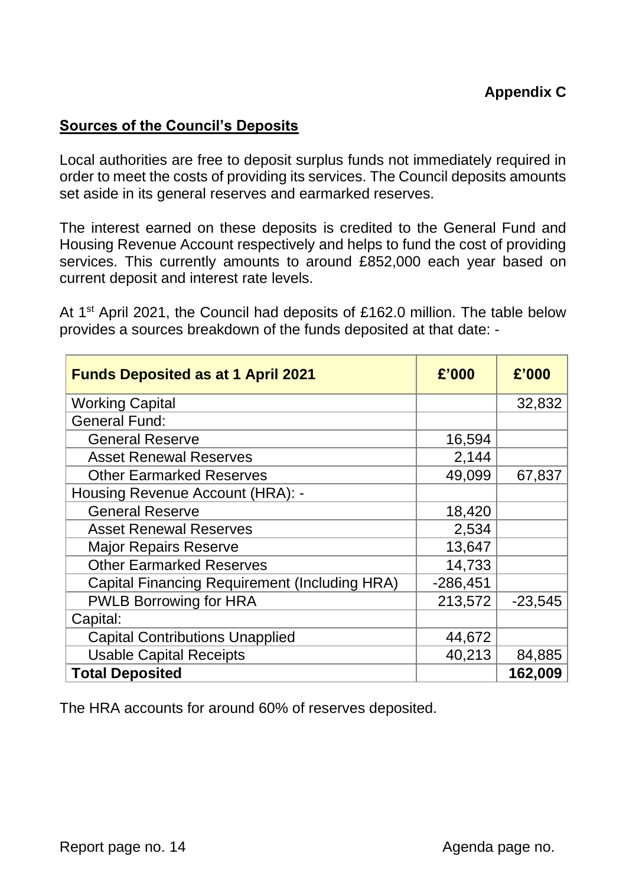**Appendix C**

## Sources of the Council's Deposits

Local authorities are free to deposit surplus funds not immediately required in order to meet the costs of providing its services. The Council deposits amounts set aside in its general reserves and earmarked reserves.

The interest earned on these deposits is credited to the General Fund and Housing Revenue Account respectively and helps to fund the cost of providing services. This currently amounts to around £852,000 each year based on current deposit and interest rate levels.

At 1st April 2021, the Council had deposits of £162.0 million. The table below provides a sources breakdown of the funds deposited at that date: -

| Funds Deposited as at 1 April 2021 | £'000 | £'000 |
|---|---|---|
| Working Capital | | 32,832 |
| General Fund: | | |
| General Reserve | 16,594 | |
| Asset Renewal Reserves | 2,144 | |
| Other Earmarked Reserves | 49,099 | 67,837 |
| Housing Revenue Account (HRA): - | | |
| General Reserve | 18,420 | |
| Asset Renewal Reserves | 2,534 | |
| Major Repairs Reserve | 13,647 | |
| Other Earmarked Reserves | 14,733 | |
| Capital Financing Requirement (Including HRA) | -286,451 | |
| PWLB Borrowing for HRA | 213,572 | -23,545 |
| Capital: | | |
| Capital Contributions Unapplied | 44,672 | |
| Usable Capital Receipts | 40,213 | 84,885 |
| **Total Deposited** | | **162,009** |

The HRA accounts for around 60% of reserves deposited.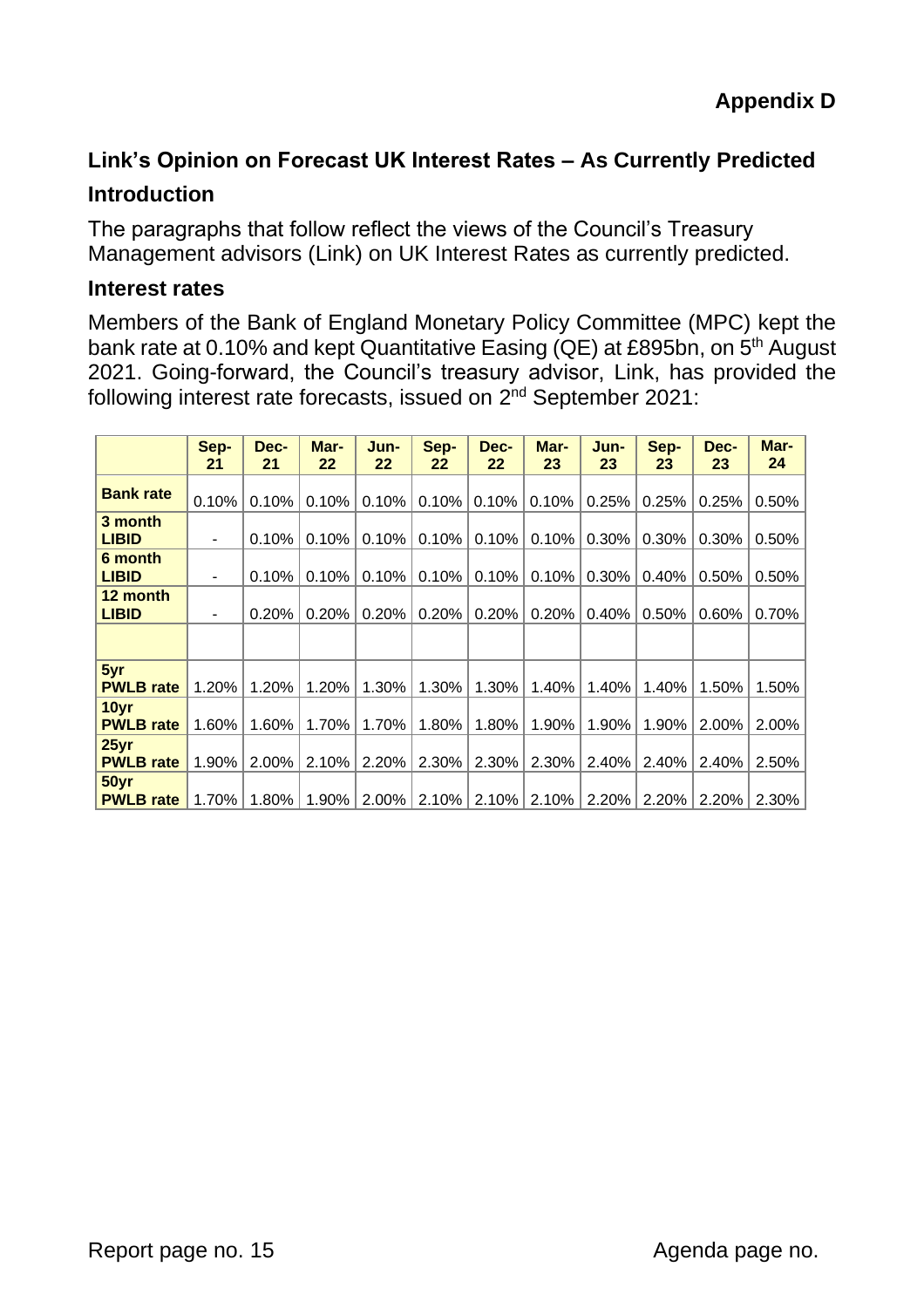**Appendix D**

## Link's Opinion on Forecast UK Interest Rates – As Currently Predicted

### Introduction

The paragraphs that follow reflect the views of the Council's Treasury Management advisors (Link) on UK Interest Rates as currently predicted.

### Interest rates

Members of the Bank of England Monetary Policy Committee (MPC) kept the bank rate at 0.10% and kept Quantitative Easing (QE) at £895bn, on 5th August 2021. Going-forward, the Council's treasury advisor, Link, has provided the following interest rate forecasts, issued on 2nd September 2021:

| | Sep-21 | Dec-21 | Mar-22 | Jun-22 | Sep-22 | Dec-22 | Mar-23 | Jun-23 | Sep-23 | Dec-23 | Mar-24 |
|---|---|---|---|---|---|---|---|---|---|---|---|
| **Bank rate** | 0.10% | 0.10% | 0.10% | 0.10% | 0.10% | 0.10% | 0.10% | 0.25% | 0.25% | 0.25% | 0.50% |
| **3 month LIBID** | - | 0.10% | 0.10% | 0.10% | 0.10% | 0.10% | 0.10% | 0.30% | 0.30% | 0.30% | 0.50% |
| **6 month LIBID** | - | 0.10% | 0.10% | 0.10% | 0.10% | 0.10% | 0.10% | 0.30% | 0.40% | 0.50% | 0.50% |
| **12 month LIBID** | - | 0.20% | 0.20% | 0.20% | 0.20% | 0.20% | 0.20% | 0.40% | 0.50% | 0.60% | 0.70% |
| | | | | | | | | | | | |
| **5yr PWLB rate** | 1.20% | 1.20% | 1.20% | 1.30% | 1.30% | 1.30% | 1.40% | 1.40% | 1.40% | 1.50% | 1.50% |
| **10yr PWLB rate** | 1.60% | 1.60% | 1.70% | 1.70% | 1.80% | 1.80% | 1.90% | 1.90% | 1.90% | 2.00% | 2.00% |
| **25yr PWLB rate** | 1.90% | 2.00% | 2.10% | 2.20% | 2.30% | 2.30% | 2.30% | 2.40% | 2.40% | 2.40% | 2.50% |
| **50yr PWLB rate** | 1.70% | 1.80% | 1.90% | 2.00% | 2.10% | 2.10% | 2.10% | 2.20% | 2.20% | 2.20% | 2.30% |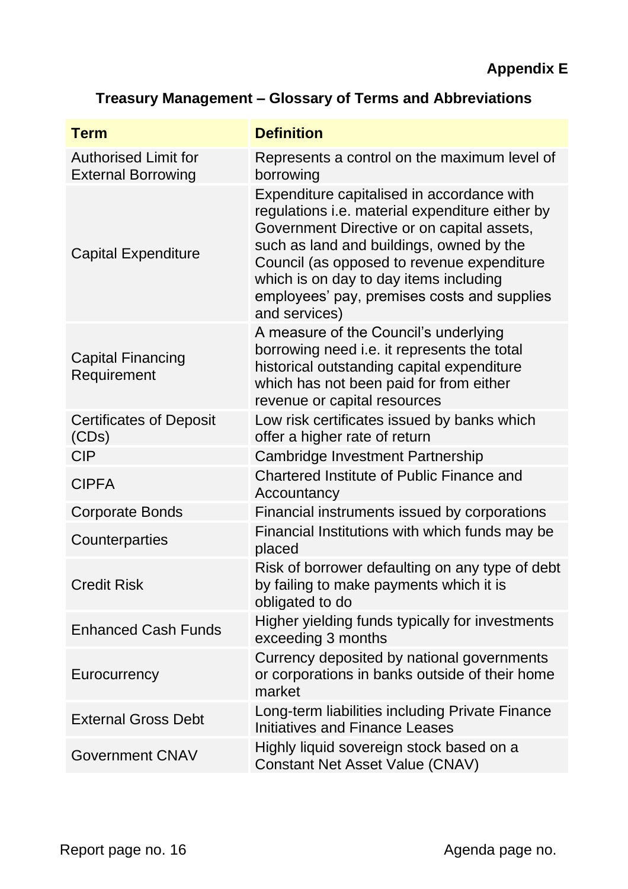**Appendix E**

## Treasury Management – Glossary of Terms and Abbreviations

| Term | Definition |
| --- | --- |
| Authorised Limit for External Borrowing | Represents a control on the maximum level of borrowing |
| Capital Expenditure | Expenditure capitalised in accordance with regulations i.e. material expenditure either by Government Directive or on capital assets, such as land and buildings, owned by the Council (as opposed to revenue expenditure which is on day to day items including employees' pay, premises costs and supplies and services) |
| Capital Financing Requirement | A measure of the Council's underlying borrowing need i.e. it represents the total historical outstanding capital expenditure which has not been paid for from either revenue or capital resources |
| Certificates of Deposit (CDs) | Low risk certificates issued by banks which offer a higher rate of return |
| CIP | Cambridge Investment Partnership |
| CIPFA | Chartered Institute of Public Finance and Accountancy |
| Corporate Bonds | Financial instruments issued by corporations |
| Counterparties | Financial Institutions with which funds may be placed |
| Credit Risk | Risk of borrower defaulting on any type of debt by failing to make payments which it is obligated to do |
| Enhanced Cash Funds | Higher yielding funds typically for investments exceeding 3 months |
| Eurocurrency | Currency deposited by national governments or corporations in banks outside of their home market |
| External Gross Debt | Long-term liabilities including Private Finance Initiatives and Finance Leases |
| Government CNAV | Highly liquid sovereign stock based on a Constant Net Asset Value (CNAV) |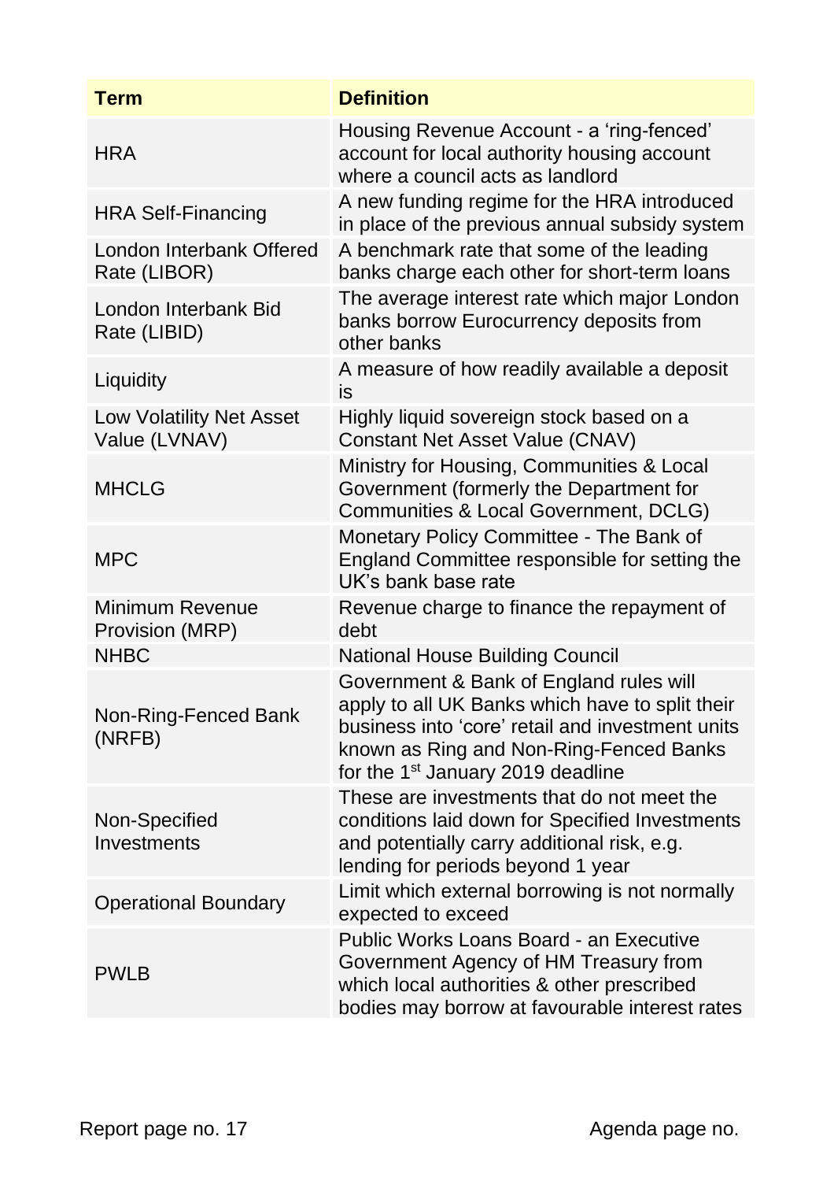| Term | Definition |
|---|---|
| HRA | Housing Revenue Account - a 'ring-fenced' account for local authority housing account where a council acts as landlord |
| HRA Self-Financing | A new funding regime for the HRA introduced in place of the previous annual subsidy system |
| London Interbank Offered Rate (LIBOR) | A benchmark rate that some of the leading banks charge each other for short-term loans |
| London Interbank Bid Rate (LIBID) | The average interest rate which major London banks borrow Eurocurrency deposits from other banks |
| Liquidity | A measure of how readily available a deposit is |
| Low Volatility Net Asset Value (LVNAV) | Highly liquid sovereign stock based on a Constant Net Asset Value (CNAV) |
| MHCLG | Ministry for Housing, Communities & Local Government (formerly the Department for Communities & Local Government, DCLG) |
| MPC | Monetary Policy Committee - The Bank of England Committee responsible for setting the UK's bank base rate |
| Minimum Revenue Provision (MRP) | Revenue charge to finance the repayment of debt |
| NHBC | National House Building Council |
| Non-Ring-Fenced Bank (NRFB) | Government & Bank of England rules will apply to all UK Banks which have to split their business into 'core' retail and investment units known as Ring and Non-Ring-Fenced Banks for the 1st January 2019 deadline |
| Non-Specified Investments | These are investments that do not meet the conditions laid down for Specified Investments and potentially carry additional risk, e.g. lending for periods beyond 1 year |
| Operational Boundary | Limit which external borrowing is not normally expected to exceed |
| PWLB | Public Works Loans Board - an Executive Government Agency of HM Treasury from which local authorities & other prescribed bodies may borrow at favourable interest rates |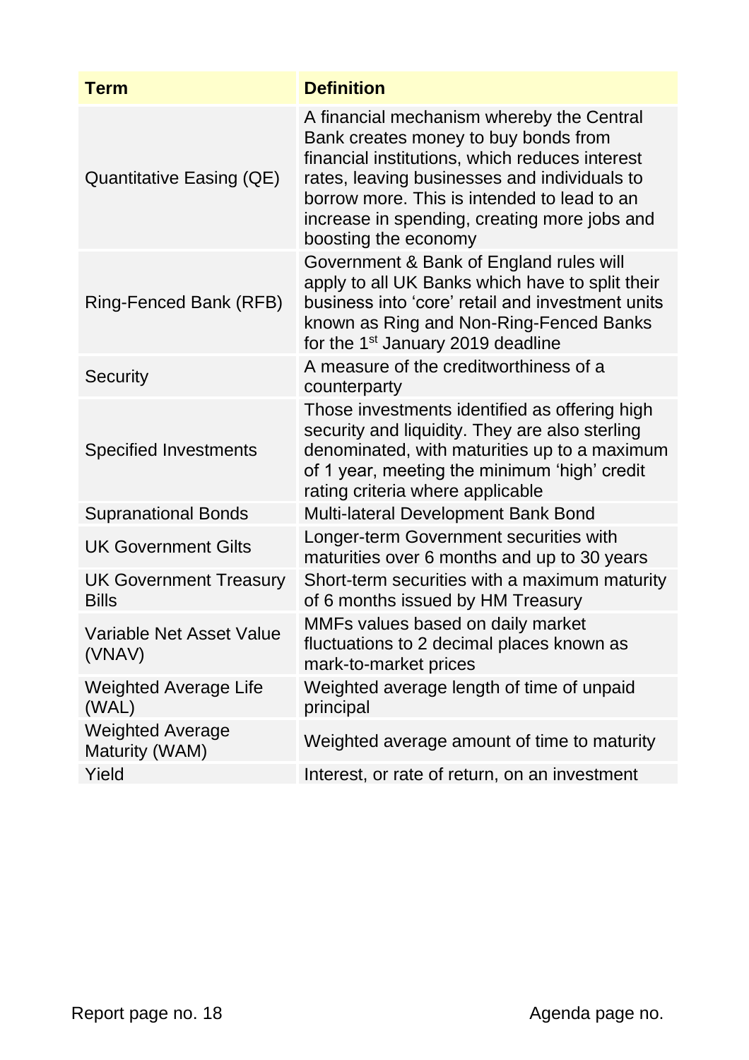| Term | Definition |
|---|---|
| Quantitative Easing (QE) | A financial mechanism whereby the Central Bank creates money to buy bonds from financial institutions, which reduces interest rates, leaving businesses and individuals to borrow more. This is intended to lead to an increase in spending, creating more jobs and boosting the economy |
| Ring-Fenced Bank (RFB) | Government & Bank of England rules will apply to all UK Banks which have to split their business into 'core' retail and investment units known as Ring and Non-Ring-Fenced Banks for the 1st January 2019 deadline |
| Security | A measure of the creditworthiness of a counterparty |
| Specified Investments | Those investments identified as offering high security and liquidity. They are also sterling denominated, with maturities up to a maximum of 1 year, meeting the minimum 'high' credit rating criteria where applicable |
| Supranational Bonds | Multi-lateral Development Bank Bond |
| UK Government Gilts | Longer-term Government securities with maturities over 6 months and up to 30 years |
| UK Government Treasury Bills | Short-term securities with a maximum maturity of 6 months issued by HM Treasury |
| Variable Net Asset Value (VNAV) | MMFs values based on daily market fluctuations to 2 decimal places known as mark-to-market prices |
| Weighted Average Life (WAL) | Weighted average length of time of unpaid principal |
| Weighted Average Maturity (WAM) | Weighted average amount of time to maturity |
| Yield | Interest, or rate of return, on an investment |